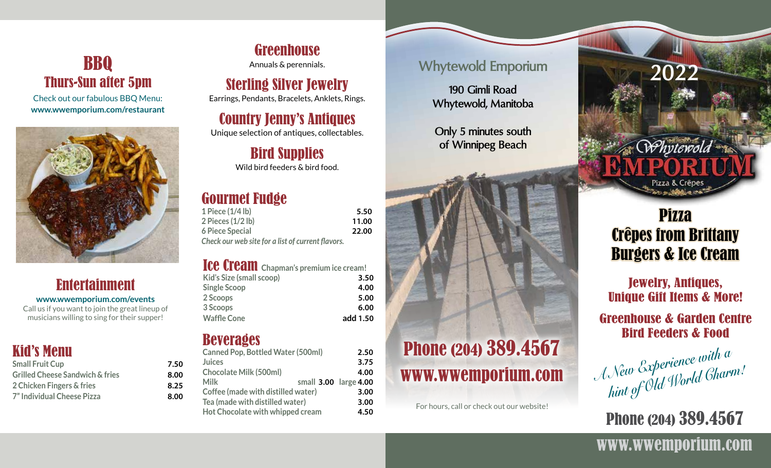# BBQ

## Thurs-Sun after 5pm

Check out our fabulous BBQ Menu:
**www.wwemporium.com/restaurant**

## Entertainment

**www.wwemporium.com/events**
Call us if you want to join the great lineup of musicians willing to sing for their supper!

## Kid's Menu

| Item | Price |
|---|---|
| Small Fruit Cup | 7.50 |
| Grilled Cheese Sandwich & fries | 8.00 |
| 2 Chicken Fingers & fries | 8.25 |
| 7" Individual Cheese Pizza | 8.00 |

## Greenhouse

Annuals & perennials.

## Sterling Silver Jewelry

Earrings, Pendants, Bracelets, Anklets, Rings.

## Country Jenny's Antiques

Unique selection of antiques, collectables.

## Bird Supplies

Wild bird feeders & bird food.

## Gourmet Fudge

| Item | Price |
|---|---|
| 1 Piece (1/4 lb) | 5.50 |
| 2 Pieces (1/2 lb) | 11.00 |
| 6 Piece Special | 22.00 |

*Check our web site for a list of current flavors.*

## Ice Cream

Chapman's premium ice cream!

| Item | Price |
|---|---|
| Kid's Size (small scoop) | 3.50 |
| Single Scoop | 4.00 |
| 2 Scoops | 5.00 |
| 3 Scoops | 6.00 |
| Waffle Cone | add 1.50 |

## Beverages

| Item | Price |
|---|---|
| Canned Pop, Bottled Water (500ml) | 2.50 |
| Juices | 3.75 |
| Chocolate Milk (500ml) | 4.00 |
| Milk | small 3.00 large 4.00 |
| Coffee (made with distilled water) | 3.00 |
| Tea (made with distilled water) | 3.00 |
| Hot Chocolate with whipped cream | 4.50 |

## Whytewold Emporium

190 Gimli Road
Whytewold, Manitoba

Only 5 minutes south of Winnipeg Beach

**Phone (204) 389.4567**
**www.wwemporium.com**

For hours, call or check out our website!

# 2022

Whytewold EMPORIUM
Pizza & Crêpes

## Pizza
## Crêpes from Brittany
## Burgers & Ice Cream

### Jewelry, Antiques, Unique Gift Items & More!

### Greenhouse & Garden Centre
### Bird Feeders & Food

*A New Experience with a hint of Old World Charm!*

**Phone (204) 389.4567**

**www.wwemporium.com**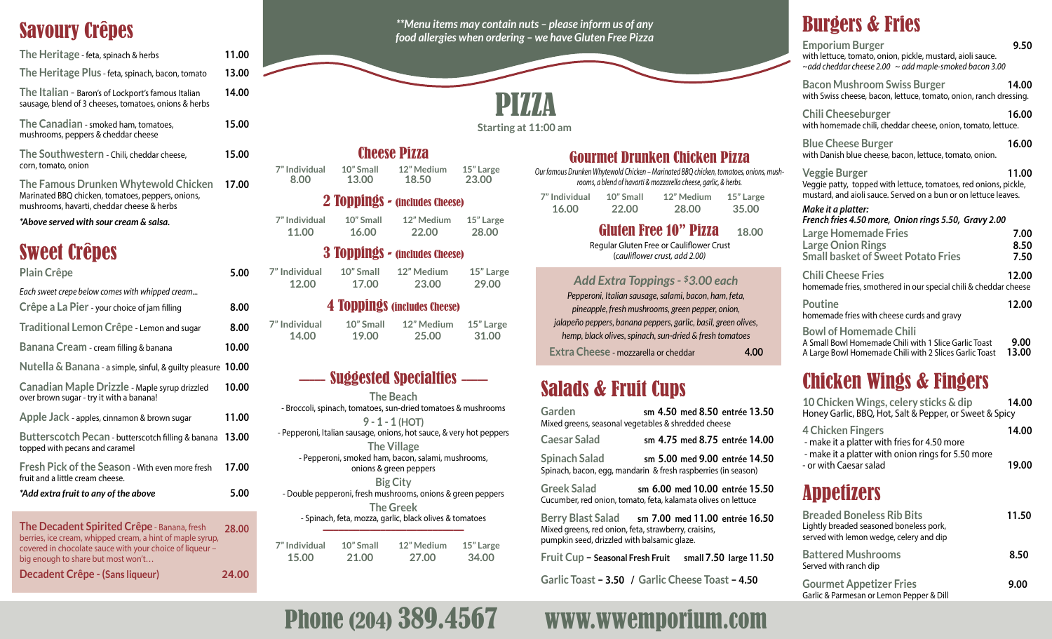# Savoury Crêpes

| | |
|---|---|
| **The Heritage** - feta, spinach & herbs | 11.00 |
| **The Heritage Plus** - feta, spinach, bacon, tomato | 13.00 |
| **The Italian** - Baron's of Lockport's famous Italian sausage, blend of 3 cheeses, tomatoes, onions & herbs | 14.00 |
| **The Canadian** - smoked ham, tomatoes, mushrooms, peppers & cheddar cheese | 15.00 |
| **The Southwestern** - Chili, cheddar cheese, corn, tomato, onion | 15.00 |
| **The Famous Drunken Whytewold Chicken** Marinated BBQ chicken, tomatoes, peppers, onions, mushrooms, havarti, cheddar cheese & herbs | 17.00 |

*Above served with sour cream & salsa.*

# Sweet Crêpes

| | |
|---|---|
| **Plain Crêpe** | 5.00 |

*Each sweet crepe below comes with whipped cream...*

| | |
|---|---|
| **Crêpe a La Pier** - your choice of jam filling | 8.00 |
| **Traditional Lemon Crêpe** - Lemon and sugar | 8.00 |
| **Banana Cream** - cream filling & banana | 10.00 |
| **Nutella & Banana** - a simple, sinful, & guilty pleasure | 10.00 |
| **Canadian Maple Drizzle** - Maple syrup drizzled over brown sugar - try it with a banana! | 10.00 |
| **Apple Jack** - apples, cinnamon & brown sugar | 11.00 |
| **Butterscotch Pecan** - butterscotch filling & banana topped with pecans and caramel | 13.00 |
| **Fresh Pick of the Season** - With even more fresh fruit and a little cream cheese. | 17.00 |
| *Add extra fruit to any of the above* | 5.00 |

| | |
|---|---|
| **The Decadent Spirited Crêpe** - Banana, fresh berries, ice cream, whipped cream, a hint of maple syrup, covered in chocolate sauce with your choice of liqueur – big enough to share but most won't… | 28.00 |
| **Decadent Crêpe - (Sans liqueur)** | 24.00 |

***Menu items may contain nuts – please inform us of any food allergies when ordering – we have Gluten Free Pizza***

# PIZZA

Starting at 11:00 am

## Cheese Pizza

| 7" Individual | 10" Small | 12" Medium | 15" Large |
|---|---|---|---|
| 8.00 | 13.00 | 18.50 | 23.00 |

## 2 Toppings - (includes Cheese)

| 7" Individual | 10" Small | 12" Medium | 15" Large |
|---|---|---|---|
| 11.00 | 16.00 | 22.00 | 28.00 |

## 3 Toppings - (includes Cheese)

| 7" Individual | 10" Small | 12" Medium | 15" Large |
|---|---|---|---|
| 12.00 | 17.00 | 23.00 | 29.00 |

## 4 Toppings (includes Cheese)

| 7" Individual | 10" Small | 12" Medium | 15" Large |
|---|---|---|---|
| 14.00 | 19.00 | 25.00 | 31.00 |

## Suggested Specialties

**The Beach**
- Broccoli, spinach, tomatoes, sun-dried tomatoes & mushrooms

**9 - 1 - 1 (HOT)**
- Pepperoni, Italian sausage, onions, hot sauce, & very hot peppers

**The Village**
- Pepperoni, smoked ham, bacon, salami, mushrooms, onions & green peppers

**Big City**
- Double pepperoni, fresh mushrooms, onions & green peppers

**The Greek**
- Spinach, feta, mozza, garlic, black olives & tomatoes

| 7" Individual | 10" Small | 12" Medium | 15" Large |
|---|---|---|---|
| 15.00 | 21.00 | 27.00 | 34.00 |

## Gourmet Drunken Chicken Pizza

*Our famous Drunken Whytewold Chicken – Marinated BBQ chicken, tomatoes, onions, mushrooms, a blend of havarti & mozzarella cheese, garlic, & herbs.*

| 7" Individual | 10" Small | 12" Medium | 15" Large |
|---|---|---|---|
| 16.00 | 22.00 | 28.00 | 35.00 |

## Gluten Free 10" Pizza 18.00

Regular Gluten Free or Cauliflower Crust
(*cauliflower crust, add 2.00*)

***Add Extra Toppings - $3.00 each***

*Pepperoni, Italian sausage, salami, bacon, ham, feta, pineapple, fresh mushrooms, green pepper, onion, jalapeño peppers, banana peppers, garlic, basil, green olives, hemp, black olives, spinach, sun-dried & fresh tomatoes*

**Extra Cheese** - mozzarella or cheddar 4.00

# Salads & Fruit Cups

| | sm | med | entrée |
|---|---|---|---|
| **Garden** - Mixed greens, seasonal vegetables & shredded cheese | 4.50 | 8.50 | 13.50 |
| **Caesar Salad** | 4.75 | 8.75 | 14.00 |
| **Spinach Salad** - Spinach, bacon, egg, mandarin & fresh raspberries (in season) | 5.00 | 9.00 | 14.50 |
| **Greek Salad** - Cucumber, red onion, tomato, feta, kalamata olives on lettuce | 6.00 | 10.00 | 15.50 |
| **Berry Blast Salad** - Mixed greens, red onion, feta, strawberry, craisins, pumpkin seed, drizzled with balsamic glaze. | 7.00 | 11.00 | 16.50 |

**Fruit Cup** – Seasonal Fresh Fruit small 7.50 large 11.50

**Garlic Toast** – 3.50 / **Garlic Cheese Toast** – 4.50

# Burgers & Fries

| | |
|---|---|
| **Emporium Burger** with lettuce, tomato, onion, pickle, mustard, aioli sauce. *~add cheddar cheese 2.00 ~ add maple-smoked bacon 3.00* | 9.50 |
| **Bacon Mushroom Swiss Burger** with Swiss cheese, bacon, lettuce, tomato, onion, ranch dressing. | 14.00 |
| **Chili Cheeseburger** with homemade chili, cheddar cheese, onion, tomato, lettuce. | 16.00 |
| **Blue Cheese Burger** with Danish blue cheese, bacon, lettuce, tomato, onion. | 16.00 |
| **Veggie Burger** Veggie patty, topped with lettuce, tomatoes, red onions, pickle, mustard, and aioli sauce. Served on a bun or on lettuce leaves. | 11.00 |

***Make it a platter:***
*French fries 4.50 more, Onion rings 5.50, Gravy 2.00*

| | |
|---|---|
| **Large Homemade Fries** | 7.00 |
| **Large Onion Rings** | 8.50 |
| **Small basket of Sweet Potato Fries** | 7.50 |
| **Chili Cheese Fries** homemade fries, smothered in our special chili & cheddar cheese | 12.00 |
| **Poutine** homemade fries with cheese curds and gravy | 12.00 |
| **Bowl of Homemade Chili** A Small Bowl Homemade Chili with 1 Slice Garlic Toast | 9.00 |
| A Large Bowl Homemade Chili with 2 Slices Garlic Toast | 13.00 |

# Chicken Wings & Fingers

| | |
|---|---|
| **10 Chicken Wings, celery sticks & dip** Honey Garlic, BBQ, Hot, Salt & Pepper, or Sweet & Spicy | 14.00 |
| **4 Chicken Fingers** - make it a platter with fries for 4.50 more - make it a platter with onion rings for 5.50 more | 14.00 |
| - or with Caesar salad | 19.00 |

# Appetizers

| | |
|---|---|
| **Breaded Boneless Rib Bits** Lightly breaded seasoned boneless pork, served with lemon wedge, celery and dip | 11.50 |
| **Battered Mushrooms** Served with ranch dip | 8.50 |
| **Gourmet Appetizer Fries** Garlic & Parmesan or Lemon Pepper & Dill | 9.00 |

Phone (204) 389.4567 www.wwemporium.com